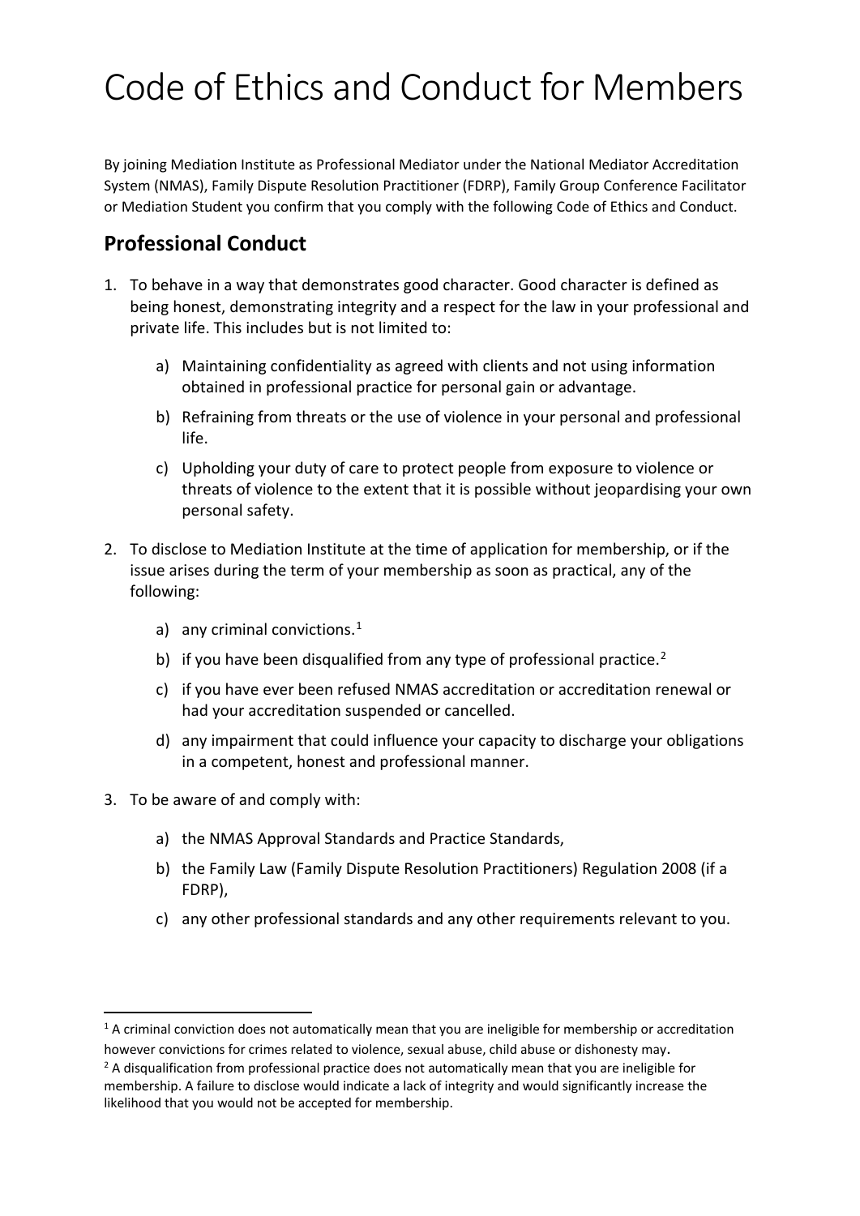# Code of Ethics and Conduct for Members

By joining Mediation Institute as Professional Mediator under the National Mediator Accreditation System (NMAS), Family Dispute Resolution Practitioner (FDRP), Family Group Conference Facilitator or Mediation Student you confirm that you comply with the following Code of Ethics and Conduct.

## Professional Conduct

1. To behave in a way that demonstrates good character. Good character is defined as being honest, demonstrating integrity and a respect for the law in your professional and private life. This includes but is not limited to:

    a) Maintaining confidentiality as agreed with clients and not using information obtained in professional practice for personal gain or advantage.

    b) Refraining from threats or the use of violence in your personal and professional life.

    c) Upholding your duty of care to protect people from exposure to violence or threats of violence to the extent that it is possible without jeopardising your own personal safety.

2. To disclose to Mediation Institute at the time of application for membership, or if the issue arises during the term of your membership as soon as practical, any of the following:

    a) any criminal convictions.[1]

    b) if you have been disqualified from any type of professional practice.[2]

    c) if you have ever been refused NMAS accreditation or accreditation renewal or had your accreditation suspended or cancelled.

    d) any impairment that could influence your capacity to discharge your obligations in a competent, honest and professional manner.

3. To be aware of and comply with:

    a) the NMAS Approval Standards and Practice Standards,

    b) the Family Law (Family Dispute Resolution Practitioners) Regulation 2008 (if a FDRP),

    c) any other professional standards and any other requirements relevant to you.

---

[1] A criminal conviction does not automatically mean that you are ineligible for membership or accreditation however convictions for crimes related to violence, sexual abuse, child abuse or dishonesty may.

[2] A disqualification from professional practice does not automatically mean that you are ineligible for membership. A failure to disclose would indicate a lack of integrity and would significantly increase the likelihood that you would not be accepted for membership.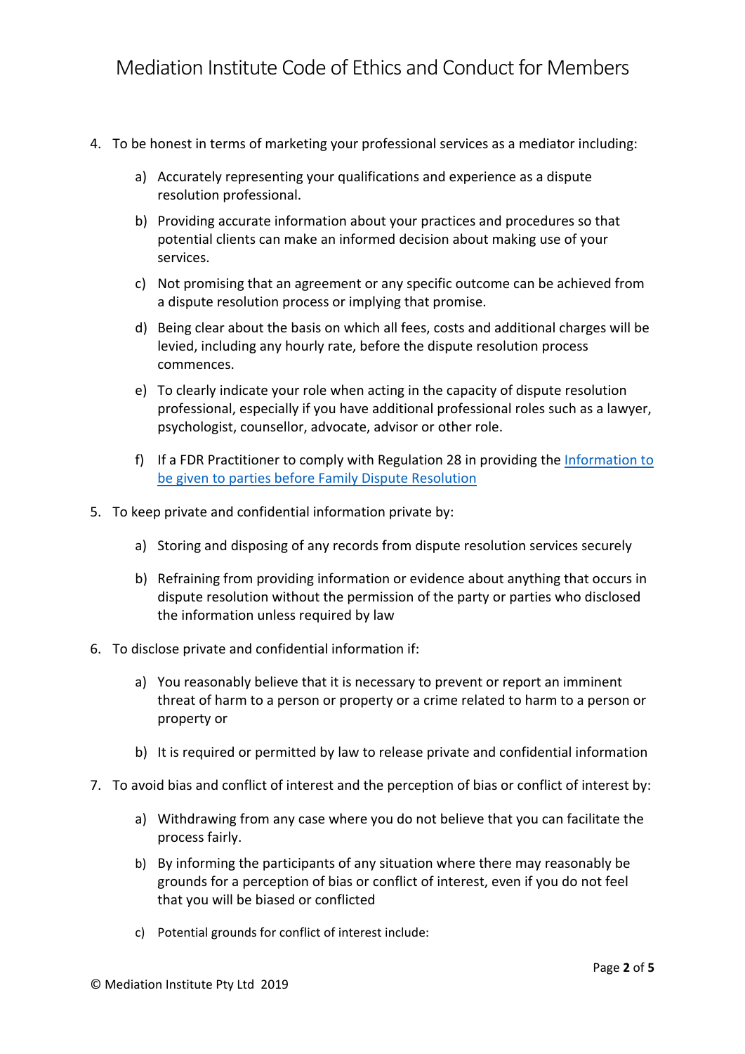4. To be honest in terms of marketing your professional services as a mediator including:

    a) Accurately representing your qualifications and experience as a dispute resolution professional.

    b) Providing accurate information about your practices and procedures so that potential clients can make an informed decision about making use of your services.

    c) Not promising that an agreement or any specific outcome can be achieved from a dispute resolution process or implying that promise.

    d) Being clear about the basis on which all fees, costs and additional charges will be levied, including any hourly rate, before the dispute resolution process commences.

    e) To clearly indicate your role when acting in the capacity of dispute resolution professional, especially if you have additional professional roles such as a lawyer, psychologist, counsellor, advocate, advisor or other role.

    f) If a FDR Practitioner to comply with Regulation 28 in providing the Information to be given to parties before Family Dispute Resolution

5. To keep private and confidential information private by:

    a) Storing and disposing of any records from dispute resolution services securely

    b) Refraining from providing information or evidence about anything that occurs in dispute resolution without the permission of the party or parties who disclosed the information unless required by law

6. To disclose private and confidential information if:

    a) You reasonably believe that it is necessary to prevent or report an imminent threat of harm to a person or property or a crime related to harm to a person or property or

    b) It is required or permitted by law to release private and confidential information

7. To avoid bias and conflict of interest and the perception of bias or conflict of interest by:

    a) Withdrawing from any case where you do not believe that you can facilitate the process fairly.

    b) By informing the participants of any situation where there may reasonably be grounds for a perception of bias or conflict of interest, even if you do not feel that you will be biased or conflicted

    c) Potential grounds for conflict of interest include: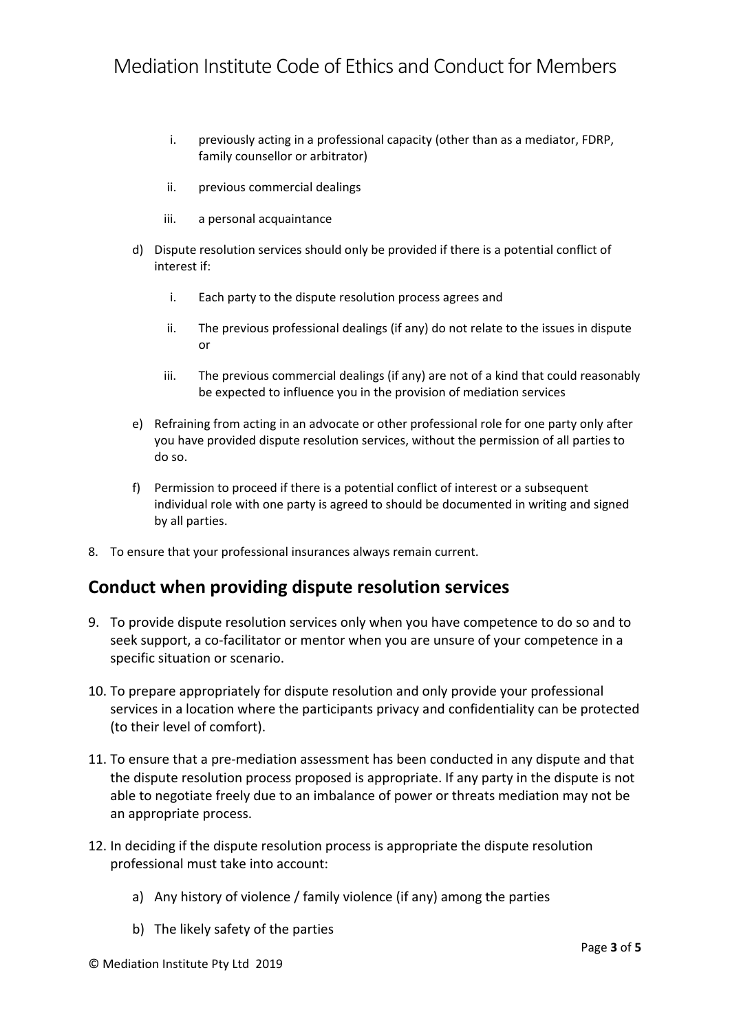i. previously acting in a professional capacity (other than as a mediator, FDRP, family counsellor or arbitrator)

   ii. previous commercial dealings

   iii. a personal acquaintance

d) Dispute resolution services should only be provided if there is a potential conflict of interest if:

   i. Each party to the dispute resolution process agrees and

   ii. The previous professional dealings (if any) do not relate to the issues in dispute or

   iii. The previous commercial dealings (if any) are not of a kind that could reasonably be expected to influence you in the provision of mediation services

e) Refraining from acting in an advocate or other professional role for one party only after you have provided dispute resolution services, without the permission of all parties to do so.

f) Permission to proceed if there is a potential conflict of interest or a subsequent individual role with one party is agreed to should be documented in writing and signed by all parties.

8. To ensure that your professional insurances always remain current.

## Conduct when providing dispute resolution services

9. To provide dispute resolution services only when you have competence to do so and to seek support, a co-facilitator or mentor when you are unsure of your competence in a specific situation or scenario.

10. To prepare appropriately for dispute resolution and only provide your professional services in a location where the participants privacy and confidentiality can be protected (to their level of comfort).

11. To ensure that a pre-mediation assessment has been conducted in any dispute and that the dispute resolution process proposed is appropriate. If any party in the dispute is not able to negotiate freely due to an imbalance of power or threats mediation may not be an appropriate process.

12. In deciding if the dispute resolution process is appropriate the dispute resolution professional must take into account:

    a) Any history of violence / family violence (if any) among the parties

    b) The likely safety of the parties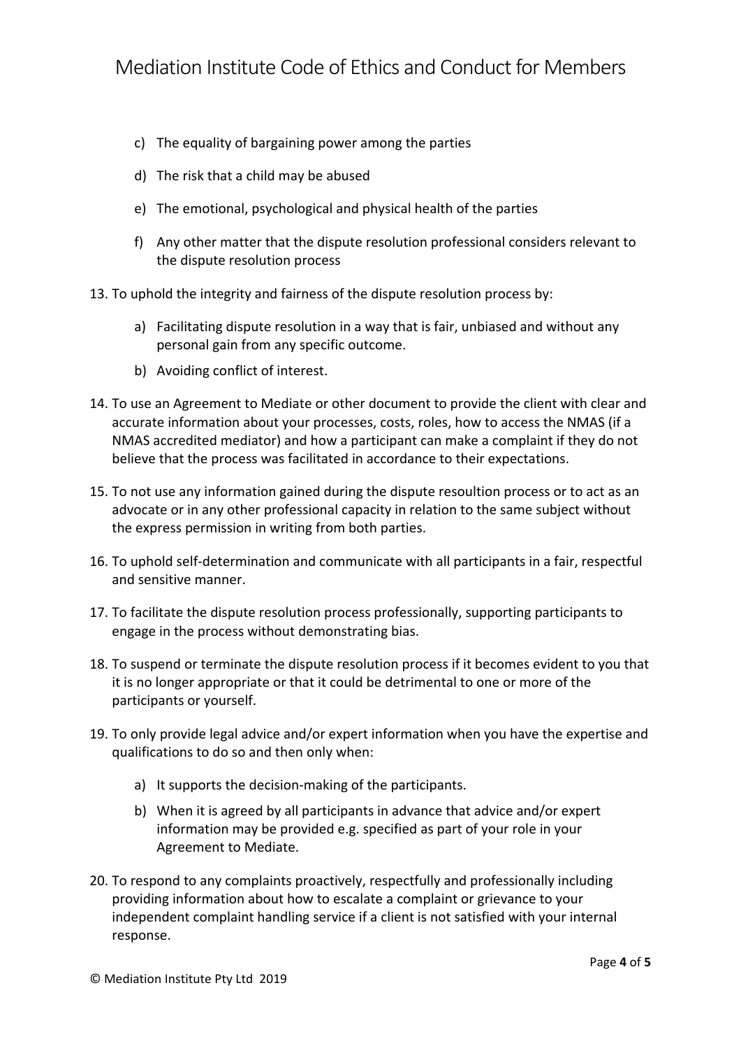c) The equality of bargaining power among the parties

d) The risk that a child may be abused

e) The emotional, psychological and physical health of the parties

f) Any other matter that the dispute resolution professional considers relevant to the dispute resolution process

13. To uphold the integrity and fairness of the dispute resolution process by:

    a) Facilitating dispute resolution in a way that is fair, unbiased and without any personal gain from any specific outcome.

    b) Avoiding conflict of interest.

14. To use an Agreement to Mediate or other document to provide the client with clear and accurate information about your processes, costs, roles, how to access the NMAS (if a NMAS accredited mediator) and how a participant can make a complaint if they do not believe that the process was facilitated in accordance to their expectations.

15. To not use any information gained during the dispute resoultion process or to act as an advocate or in any other professional capacity in relation to the same subject without the express permission in writing from both parties.

16. To uphold self-determination and communicate with all participants in a fair, respectful and sensitive manner.

17. To facilitate the dispute resolution process professionally, supporting participants to engage in the process without demonstrating bias.

18. To suspend or terminate the dispute resolution process if it becomes evident to you that it is no longer appropriate or that it could be detrimental to one or more of the participants or yourself.

19. To only provide legal advice and/or expert information when you have the expertise and qualifications to do so and then only when:

    a) It supports the decision-making of the participants.

    b) When it is agreed by all participants in advance that advice and/or expert information may be provided e.g. specified as part of your role in your Agreement to Mediate.

20. To respond to any complaints proactively, respectfully and professionally including providing information about how to escalate a complaint or grievance to your independent complaint handling service if a client is not satisfied with your internal response.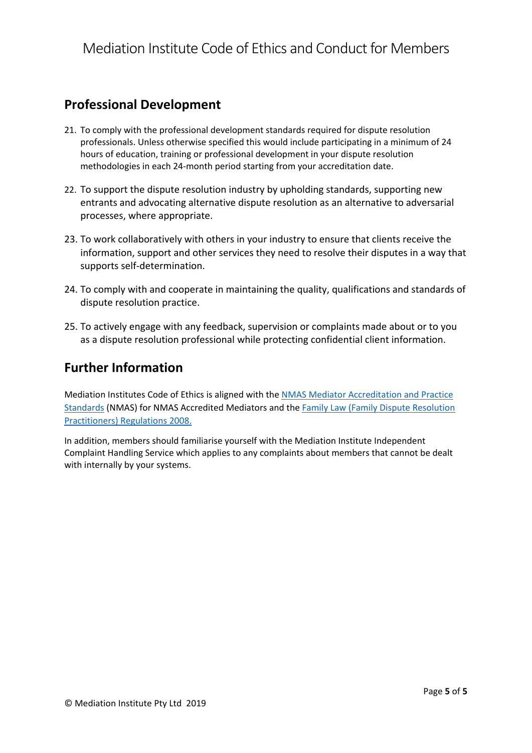## Professional Development

21. To comply with the professional development standards required for dispute resolution professionals. Unless otherwise specified this would include participating in a minimum of 24 hours of education, training or professional development in your dispute resolution methodologies in each 24-month period starting from your accreditation date.

22. To support the dispute resolution industry by upholding standards, supporting new entrants and advocating alternative dispute resolution as an alternative to adversarial processes, where appropriate.

23. To work collaboratively with others in your industry to ensure that clients receive the information, support and other services they need to resolve their disputes in a way that supports self-determination.

24. To comply with and cooperate in maintaining the quality, qualifications and standards of dispute resolution practice.

25. To actively engage with any feedback, supervision or complaints made about or to you as a dispute resolution professional while protecting confidential client information.

## Further Information

Mediation Institutes Code of Ethics is aligned with the NMAS Mediator Accreditation and Practice Standards (NMAS) for NMAS Accredited Mediators and the Family Law (Family Dispute Resolution Practitioners) Regulations 2008.

In addition, members should familiarise yourself with the Mediation Institute Independent Complaint Handling Service which applies to any complaints about members that cannot be dealt with internally by your systems.

© Mediation Institute Pty Ltd 2019